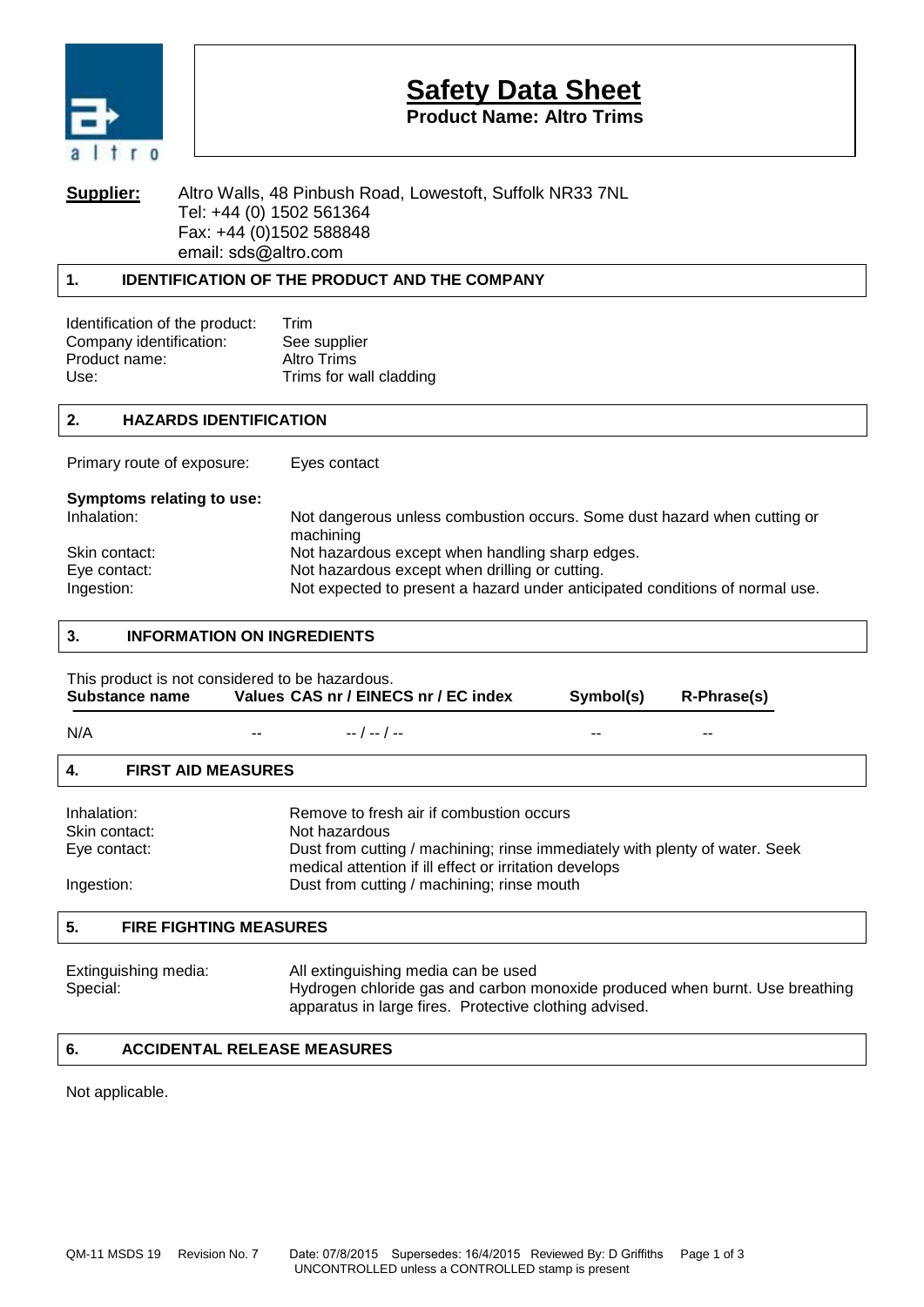# Safety Data Sheet

**Product Name: Altro Trims**

**Supplier:** Altro Walls, 48 Pinbush Road, Lowestoft, Suffolk NR33 7NL
Tel: +44 (0) 1502 561364
Fax: +44 (0)1502 588848
email: sds@altro.com

## 1. IDENTIFICATION OF THE PRODUCT AND THE COMPANY

| | |
|---|---|
| Identification of the product: | Trim |
| Company identification: | See supplier |
| Product name: | Altro Trims |
| Use: | Trims for wall cladding |

## 2. HAZARDS IDENTIFICATION

Primary route of exposure: Eyes contact

**Symptoms relating to use:**

| | |
|---|---|
| Inhalation: | Not dangerous unless combustion occurs. Some dust hazard when cutting or machining |
| Skin contact: | Not hazardous except when handling sharp edges. |
| Eye contact: | Not hazardous except when drilling or cutting. |
| Ingestion: | Not expected to present a hazard under anticipated conditions of normal use. |

## 3. INFORMATION ON INGREDIENTS

This product is not considered to be hazardous.

| Substance name | Values | CAS nr / EINECS nr / EC index | Symbol(s) | R-Phrase(s) |
|---|---|---|---|---|
| N/A | -- | -- / -- / -- | -- | -- |

## 4. FIRST AID MEASURES

| | |
|---|---|
| Inhalation: | Remove to fresh air if combustion occurs |
| Skin contact: | Not hazardous |
| Eye contact: | Dust from cutting / machining; rinse immediately with plenty of water. Seek medical attention if ill effect or irritation develops |
| Ingestion: | Dust from cutting / machining; rinse mouth |

## 5. FIRE FIGHTING MEASURES

| | |
|---|---|
| Extinguishing media: | All extinguishing media can be used |
| Special: | Hydrogen chloride gas and carbon monoxide produced when burnt. Use breathing apparatus in large fires. Protective clothing advised. |

## 6. ACCIDENTAL RELEASE MEASURES

Not applicable.

QM-11 MSDS 19 Revision No. 7 Date: 07/8/2015 Supersedes: 16/4/2015 Reviewed By: D Griffiths
UNCONTROLLED unless a CONTROLLED stamp is present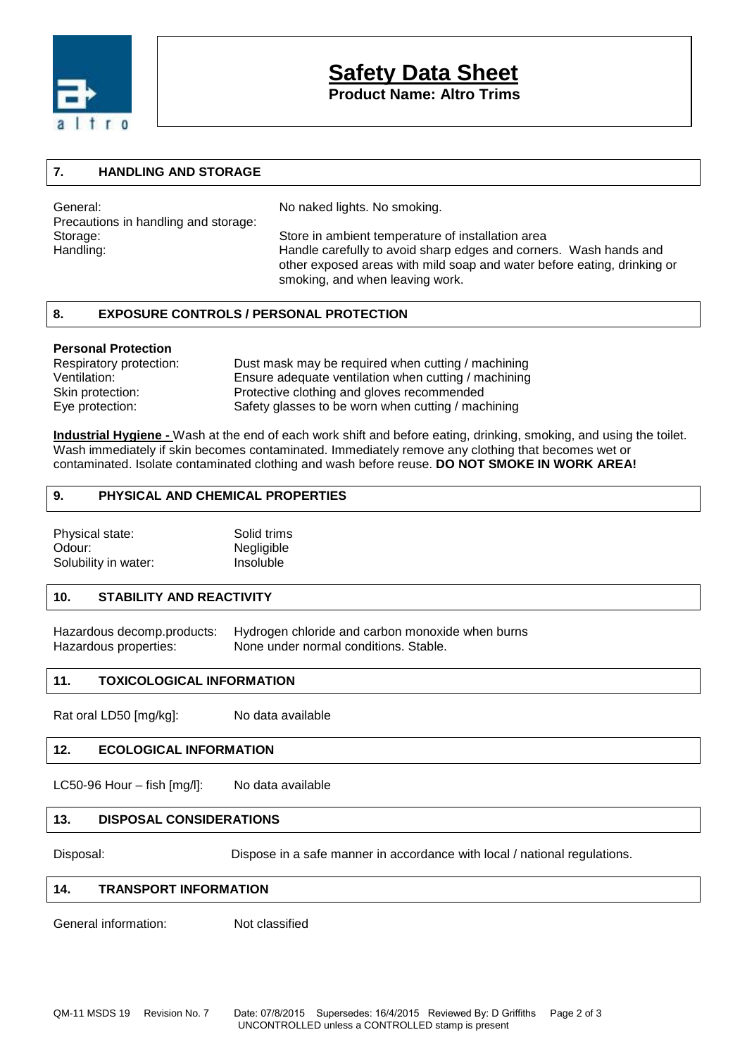# Safety Data Sheet

**Product Name: Altro Trims**

## 7. HANDLING AND STORAGE

| | |
|---|---|
| General: | No naked lights. No smoking. |
| Precautions in handling and storage: | |
| Storage: | Store in ambient temperature of installation area |
| Handling: | Handle carefully to avoid sharp edges and corners. Wash hands and other exposed areas with mild soap and water before eating, drinking or smoking, and when leaving work. |

## 8. EXPOSURE CONTROLS / PERSONAL PROTECTION

**Personal Protection**

| | |
|---|---|
| Respiratory protection: | Dust mask may be required when cutting / machining |
| Ventilation: | Ensure adequate ventilation when cutting / machining |
| Skin protection: | Protective clothing and gloves recommended |
| Eye protection: | Safety glasses to be worn when cutting / machining |

**Industrial Hygiene -** Wash at the end of each work shift and before eating, drinking, smoking, and using the toilet. Wash immediately if skin becomes contaminated. Immediately remove any clothing that becomes wet or contaminated. Isolate contaminated clothing and wash before reuse. **DO NOT SMOKE IN WORK AREA!**

## 9. PHYSICAL AND CHEMICAL PROPERTIES

| | |
|---|---|
| Physical state: | Solid trims |
| Odour: | Negligible |
| Solubility in water: | Insoluble |

## 10. STABILITY AND REACTIVITY

| | |
|---|---|
| Hazardous decomp.products: | Hydrogen chloride and carbon monoxide when burns |
| Hazardous properties: | None under normal conditions. Stable. |

## 11. TOXICOLOGICAL INFORMATION

Rat oral LD50 [mg/kg]: No data available

## 12. ECOLOGICAL INFORMATION

LC50-96 Hour – fish [mg/l]: No data available

## 13. DISPOSAL CONSIDERATIONS

Disposal: Dispose in a safe manner in accordance with local / national regulations.

## 14. TRANSPORT INFORMATION

General information: Not classified

QM-11 MSDS 19 Revision No. 7 Date: 07/8/2015 Supersedes: 16/4/2015 Reviewed By: D Griffiths

UNCONTROLLED unless a CONTROLLED stamp is present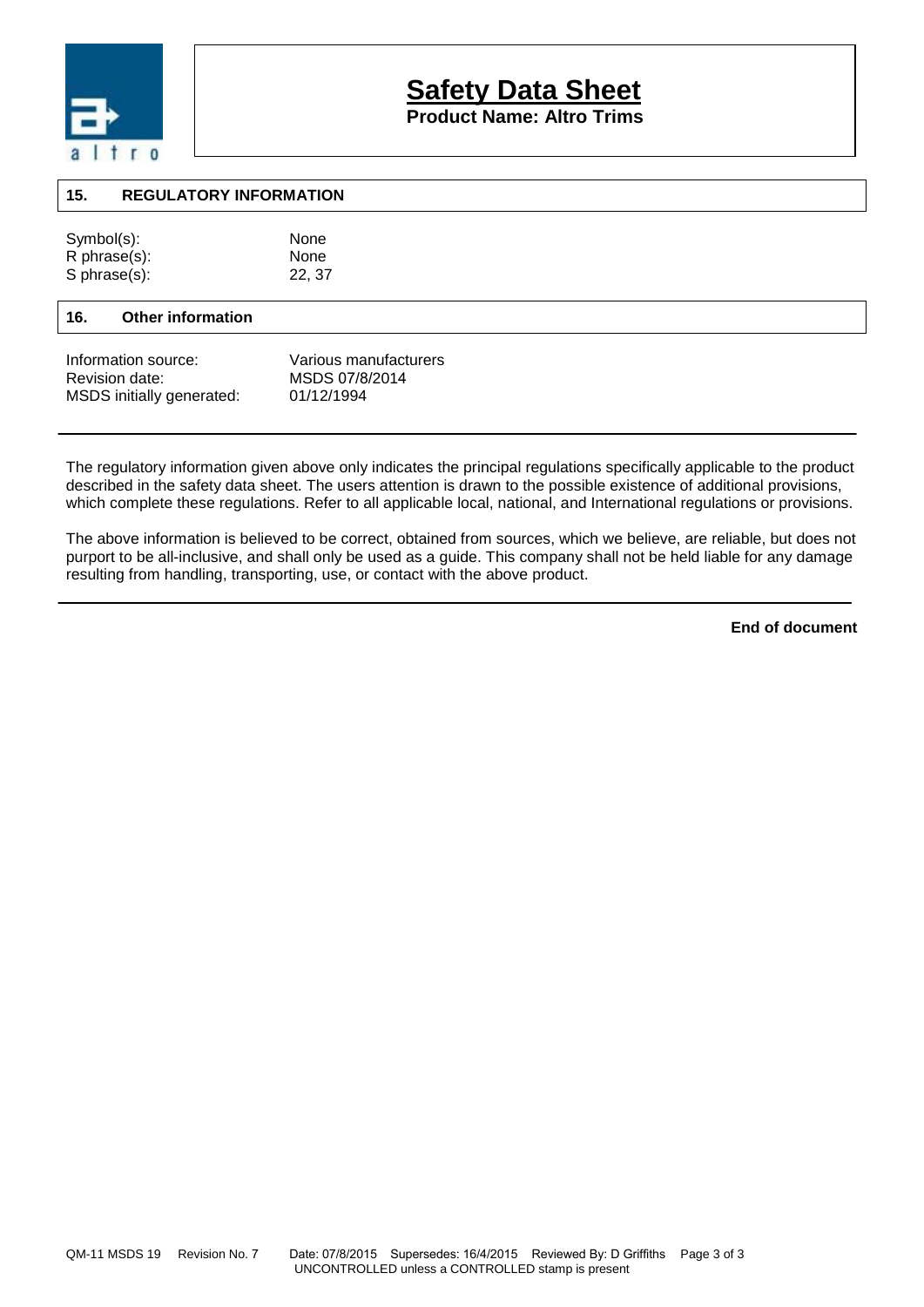# Safety Data Sheet

**Product Name: Altro Trims**

## 15. REGULATORY INFORMATION

| | |
|---|---|
| Symbol(s): | None |
| R phrase(s): | None |
| S phrase(s): | 22, 37 |

## 16. Other information

| | |
|---|---|
| Information source: | Various manufacturers |
| Revision date: | MSDS 07/8/2014 |
| MSDS initially generated: | 01/12/1994 |

The regulatory information given above only indicates the principal regulations specifically applicable to the product described in the safety data sheet. The users attention is drawn to the possible existence of additional provisions, which complete these regulations. Refer to all applicable local, national, and International regulations or provisions.

The above information is believed to be correct, obtained from sources, which we believe, are reliable, but does not purport to be all-inclusive, and shall only be used as a guide. This company shall not be held liable for any damage resulting from handling, transporting, use, or contact with the above product.

**End of document**

QM-11 MSDS 19 Revision No. 7 Date: 07/8/2015 Supersedes: 16/4/2015 Reviewed By: D Griffiths

UNCONTROLLED unless a CONTROLLED stamp is present